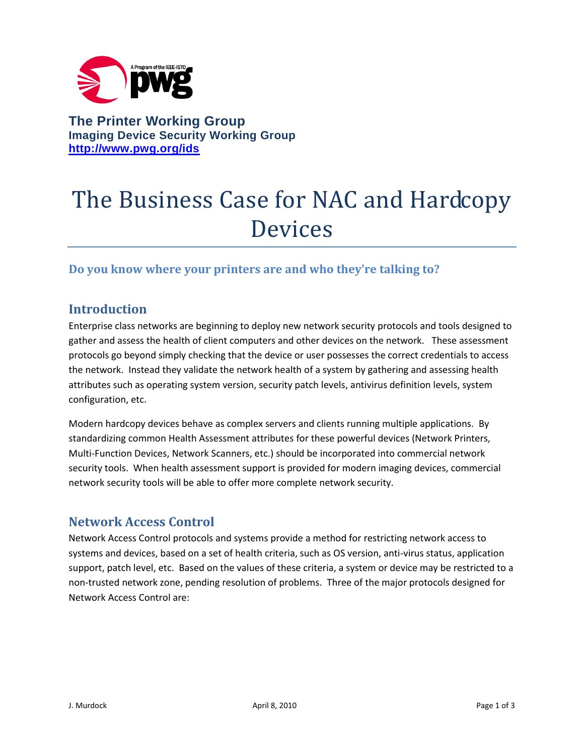**The Printer Working Group**
**Imaging Device Security Working Group**
**http://www.pwg.org/ids**

# The Business Case for NAC and Hardcopy Devices

### Do you know where your printers are and who they're talking to?

## Introduction

Enterprise class networks are beginning to deploy new network security protocols and tools designed to gather and assess the health of client computers and other devices on the network. These assessment protocols go beyond simply checking that the device or user possesses the correct credentials to access the network. Instead they validate the network health of a system by gathering and assessing health attributes such as operating system version, security patch levels, antivirus definition levels, system configuration, etc.

Modern hardcopy devices behave as complex servers and clients running multiple applications. By standardizing common Health Assessment attributes for these powerful devices (Network Printers, Multi-Function Devices, Network Scanners, etc.) should be incorporated into commercial network security tools. When health assessment support is provided for modern imaging devices, commercial network security tools will be able to offer more complete network security.

## Network Access Control

Network Access Control protocols and systems provide a method for restricting network access to systems and devices, based on a set of health criteria, such as OS version, anti-virus status, application support, patch level, etc. Based on the values of these criteria, a system or device may be restricted to a non-trusted network zone, pending resolution of problems. Three of the major protocols designed for Network Access Control are: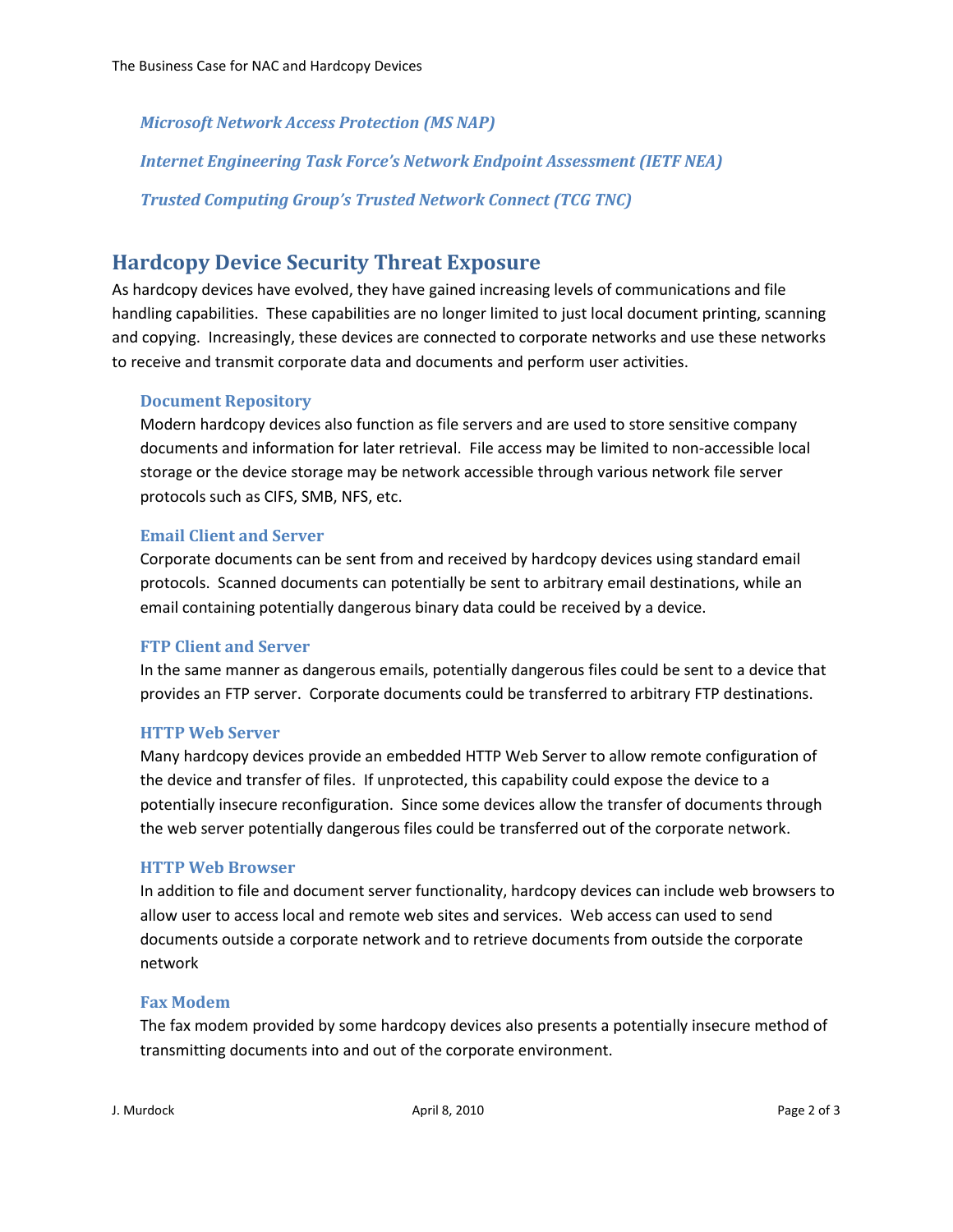*Microsoft Network Access Protection (MS NAP)*

*Internet Engineering Task Force's Network Endpoint Assessment (IETF NEA)*

*Trusted Computing Group's Trusted Network Connect (TCG TNC)*

## Hardcopy Device Security Threat Exposure

As hardcopy devices have evolved, they have gained increasing levels of communications and file handling capabilities. These capabilities are no longer limited to just local document printing, scanning and copying. Increasingly, these devices are connected to corporate networks and use these networks to receive and transmit corporate data and documents and perform user activities.

### Document Repository

Modern hardcopy devices also function as file servers and are used to store sensitive company documents and information for later retrieval. File access may be limited to non-accessible local storage or the device storage may be network accessible through various network file server protocols such as CIFS, SMB, NFS, etc.

### Email Client and Server

Corporate documents can be sent from and received by hardcopy devices using standard email protocols. Scanned documents can potentially be sent to arbitrary email destinations, while an email containing potentially dangerous binary data could be received by a device.

### FTP Client and Server

In the same manner as dangerous emails, potentially dangerous files could be sent to a device that provides an FTP server. Corporate documents could be transferred to arbitrary FTP destinations.

### HTTP Web Server

Many hardcopy devices provide an embedded HTTP Web Server to allow remote configuration of the device and transfer of files. If unprotected, this capability could expose the device to a potentially insecure reconfiguration. Since some devices allow the transfer of documents through the web server potentially dangerous files could be transferred out of the corporate network.

### HTTP Web Browser

In addition to file and document server functionality, hardcopy devices can include web browsers to allow user to access local and remote web sites and services. Web access can used to send documents outside a corporate network and to retrieve documents from outside the corporate network

### Fax Modem

The fax modem provided by some hardcopy devices also presents a potentially insecure method of transmitting documents into and out of the corporate environment.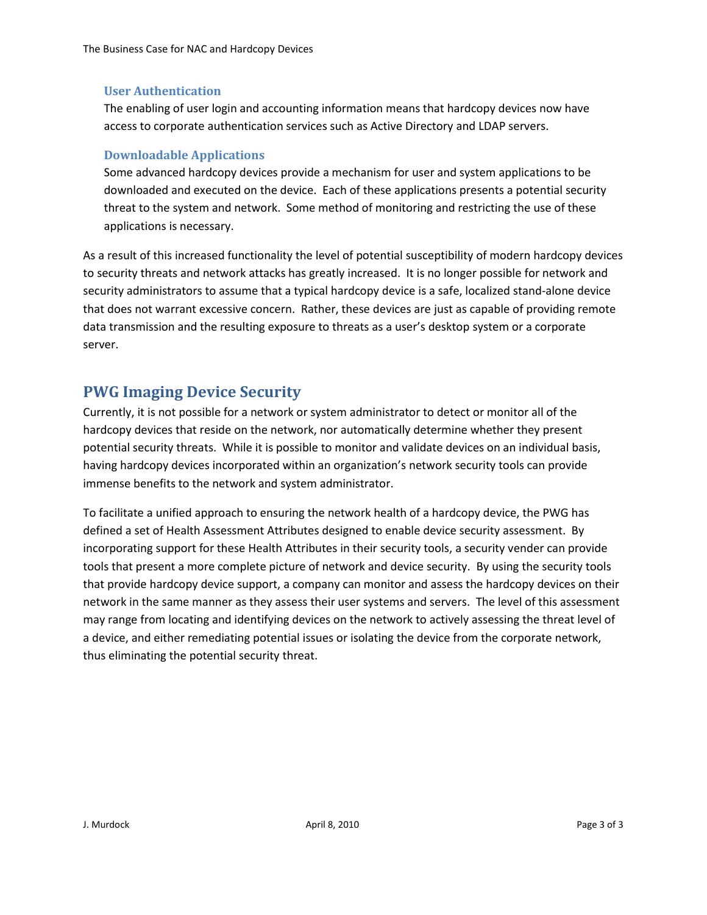### User Authentication

The enabling of user login and accounting information means that hardcopy devices now have access to corporate authentication services such as Active Directory and LDAP servers.

### Downloadable Applications

Some advanced hardcopy devices provide a mechanism for user and system applications to be downloaded and executed on the device. Each of these applications presents a potential security threat to the system and network. Some method of monitoring and restricting the use of these applications is necessary.

As a result of this increased functionality the level of potential susceptibility of modern hardcopy devices to security threats and network attacks has greatly increased. It is no longer possible for network and security administrators to assume that a typical hardcopy device is a safe, localized stand-alone device that does not warrant excessive concern. Rather, these devices are just as capable of providing remote data transmission and the resulting exposure to threats as a user's desktop system or a corporate server.

## PWG Imaging Device Security

Currently, it is not possible for a network or system administrator to detect or monitor all of the hardcopy devices that reside on the network, nor automatically determine whether they present potential security threats. While it is possible to monitor and validate devices on an individual basis, having hardcopy devices incorporated within an organization's network security tools can provide immense benefits to the network and system administrator.

To facilitate a unified approach to ensuring the network health of a hardcopy device, the PWG has defined a set of Health Assessment Attributes designed to enable device security assessment. By incorporating support for these Health Attributes in their security tools, a security vender can provide tools that present a more complete picture of network and device security. By using the security tools that provide hardcopy device support, a company can monitor and assess the hardcopy devices on their network in the same manner as they assess their user systems and servers. The level of this assessment may range from locating and identifying devices on the network to actively assessing the threat level of a device, and either remediating potential issues or isolating the device from the corporate network, thus eliminating the potential security threat.